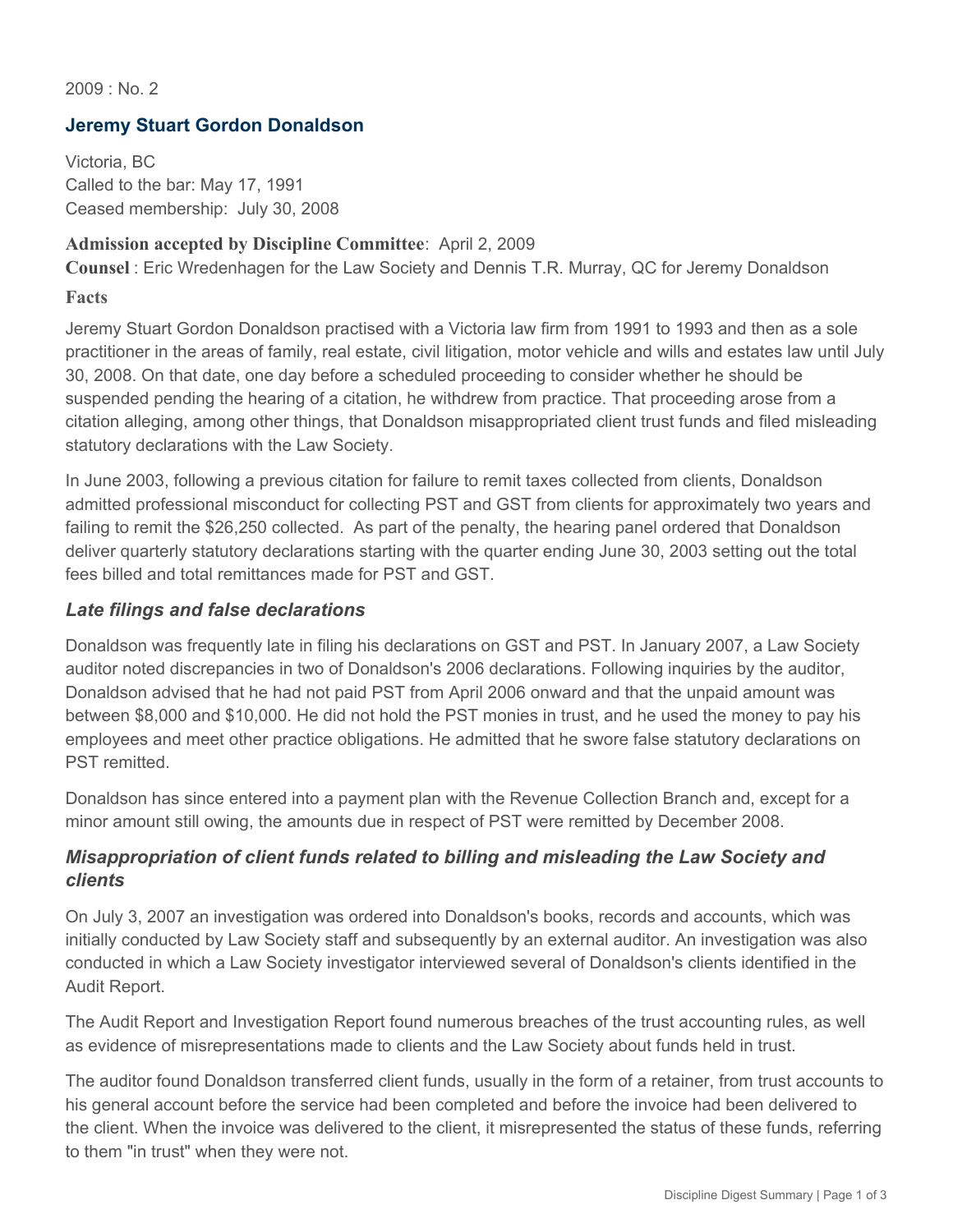2009 : No. 2

## Jeremy Stuart Gordon Donaldson

Victoria, BC
Called to the bar: May 17, 1991
Ceased membership: July 30, 2008

**Admission accepted by Discipline Committee**: April 2, 2009
**Counsel** : Eric Wredenhagen for the Law Society and Dennis T.R. Murray, QC for Jeremy Donaldson

**Facts**

Jeremy Stuart Gordon Donaldson practised with a Victoria law firm from 1991 to 1993 and then as a sole practitioner in the areas of family, real estate, civil litigation, motor vehicle and wills and estates law until July 30, 2008. On that date, one day before a scheduled proceeding to consider whether he should be suspended pending the hearing of a citation, he withdrew from practice. That proceeding arose from a citation alleging, among other things, that Donaldson misappropriated client trust funds and filed misleading statutory declarations with the Law Society.

In June 2003, following a previous citation for failure to remit taxes collected from clients, Donaldson admitted professional misconduct for collecting PST and GST from clients for approximately two years and failing to remit the $26,250 collected. As part of the penalty, the hearing panel ordered that Donaldson deliver quarterly statutory declarations starting with the quarter ending June 30, 2003 setting out the total fees billed and total remittances made for PST and GST.

### *Late filings and false declarations*

Donaldson was frequently late in filing his declarations on GST and PST. In January 2007, a Law Society auditor noted discrepancies in two of Donaldson's 2006 declarations. Following inquiries by the auditor, Donaldson advised that he had not paid PST from April 2006 onward and that the unpaid amount was between $8,000 and $10,000. He did not hold the PST monies in trust, and he used the money to pay his employees and meet other practice obligations. He admitted that he swore false statutory declarations on PST remitted.

Donaldson has since entered into a payment plan with the Revenue Collection Branch and, except for a minor amount still owing, the amounts due in respect of PST were remitted by December 2008.

### *Misappropriation of client funds related to billing and misleading the Law Society and clients*

On July 3, 2007 an investigation was ordered into Donaldson's books, records and accounts, which was initially conducted by Law Society staff and subsequently by an external auditor. An investigation was also conducted in which a Law Society investigator interviewed several of Donaldson's clients identified in the Audit Report.

The Audit Report and Investigation Report found numerous breaches of the trust accounting rules, as well as evidence of misrepresentations made to clients and the Law Society about funds held in trust.

The auditor found Donaldson transferred client funds, usually in the form of a retainer, from trust accounts to his general account before the service had been completed and before the invoice had been delivered to the client. When the invoice was delivered to the client, it misrepresented the status of these funds, referring to them "in trust" when they were not.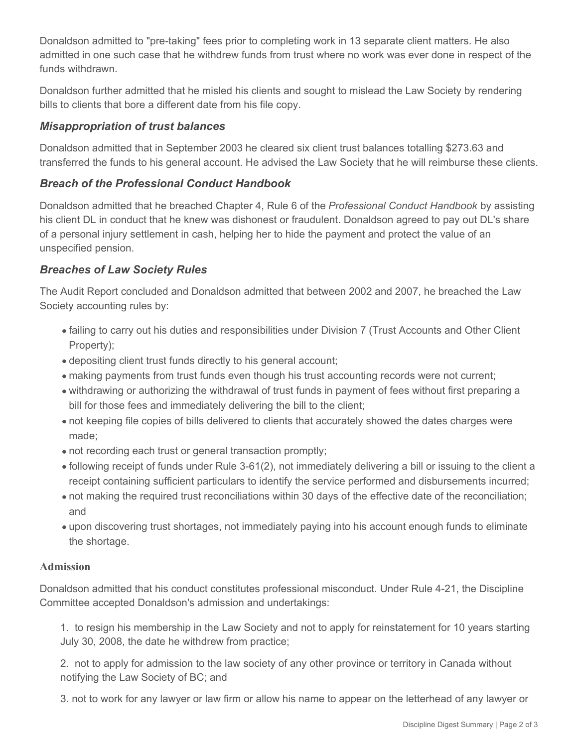Donaldson admitted to "pre-taking" fees prior to completing work in 13 separate client matters. He also admitted in one such case that he withdrew funds from trust where no work was ever done in respect of the funds withdrawn.

Donaldson further admitted that he misled his clients and sought to mislead the Law Society by rendering bills to clients that bore a different date from his file copy.

### *Misappropriation of trust balances*

Donaldson admitted that in September 2003 he cleared six client trust balances totalling $273.63 and transferred the funds to his general account. He advised the Law Society that he will reimburse these clients.

### *Breach of the Professional Conduct Handbook*

Donaldson admitted that he breached Chapter 4, Rule 6 of the *Professional Conduct Handbook* by assisting his client DL in conduct that he knew was dishonest or fraudulent. Donaldson agreed to pay out DL's share of a personal injury settlement in cash, helping her to hide the payment and protect the value of an unspecified pension.

### *Breaches of Law Society Rules*

The Audit Report concluded and Donaldson admitted that between 2002 and 2007, he breached the Law Society accounting rules by:

- failing to carry out his duties and responsibilities under Division 7 (Trust Accounts and Other Client Property);
- depositing client trust funds directly to his general account;
- making payments from trust funds even though his trust accounting records were not current;
- withdrawing or authorizing the withdrawal of trust funds in payment of fees without first preparing a bill for those fees and immediately delivering the bill to the client;
- not keeping file copies of bills delivered to clients that accurately showed the dates charges were made;
- not recording each trust or general transaction promptly;
- following receipt of funds under Rule 3-61(2), not immediately delivering a bill or issuing to the client a receipt containing sufficient particulars to identify the service performed and disbursements incurred;
- not making the required trust reconciliations within 30 days of the effective date of the reconciliation; and
- upon discovering trust shortages, not immediately paying into his account enough funds to eliminate the shortage.

### Admission

Donaldson admitted that his conduct constitutes professional misconduct. Under Rule 4-21, the Discipline Committee accepted Donaldson's admission and undertakings:

1. to resign his membership in the Law Society and not to apply for reinstatement for 10 years starting July 30, 2008, the date he withdrew from practice;

2. not to apply for admission to the law society of any other province or territory in Canada without notifying the Law Society of BC; and

3. not to work for any lawyer or law firm or allow his name to appear on the letterhead of any lawyer or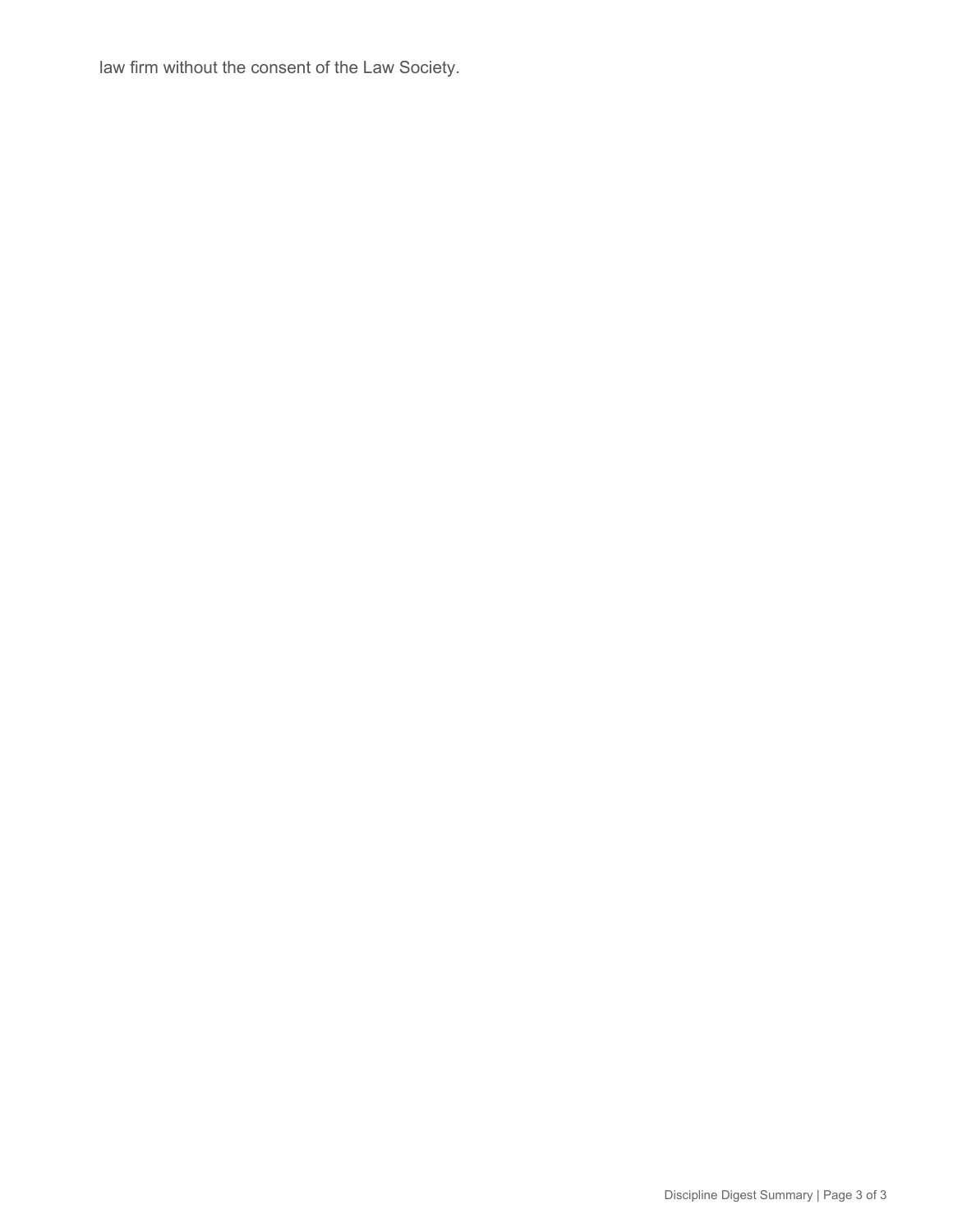law firm without the consent of the Law Society.